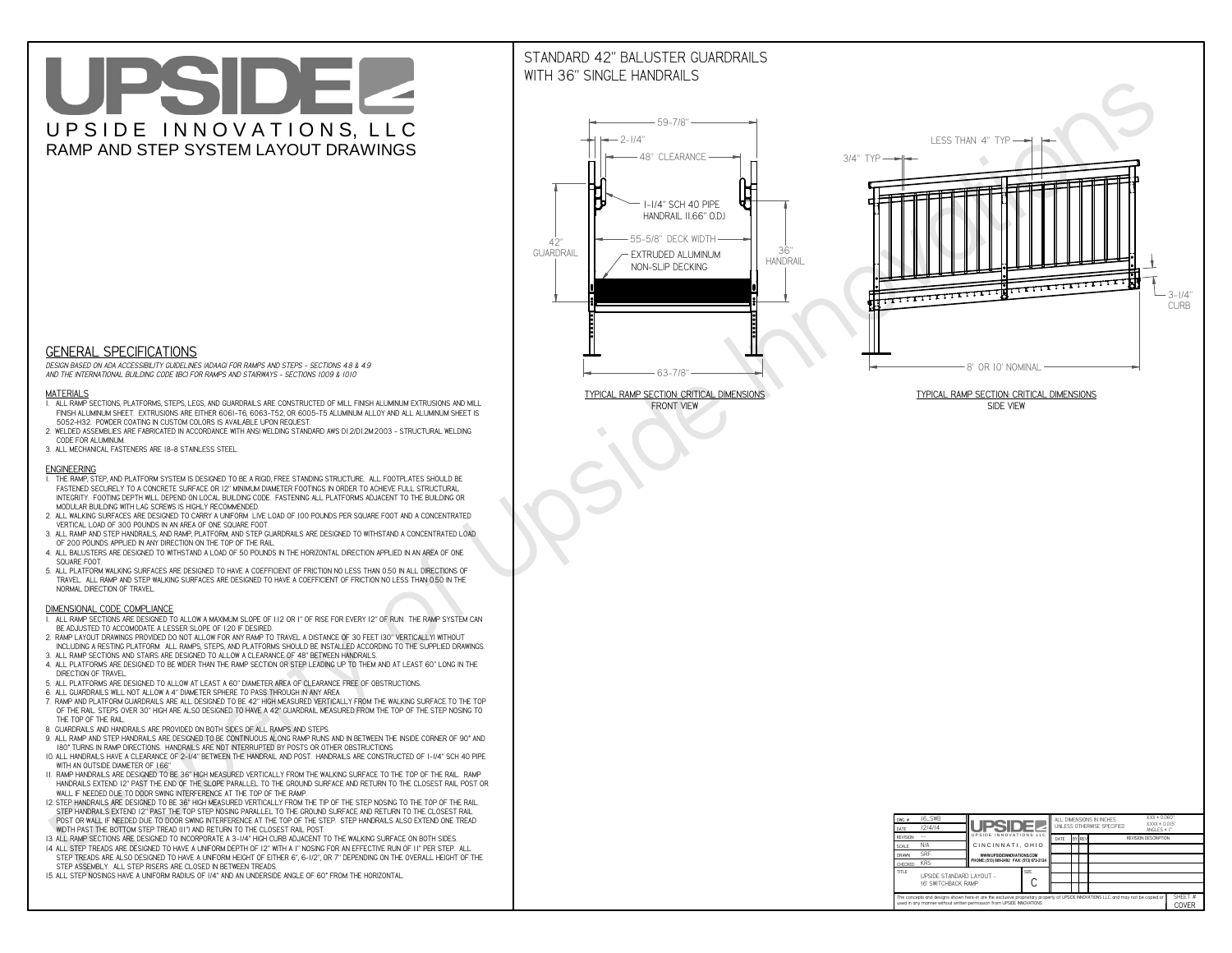# UPSIDE

UPSIDE INNOVATIONS, LLC

RAMP AND STEP SYSTEM LAYOUT DRAWINGS

## GENERAL SPECIFICATIONS

*DESIGN BASED ON ADA ACCESSIBILITY GUIDELINES (ADAAG) FOR RAMPS AND STEPS - SECTIONS 4.8 & 4.9 AND THE INTERNATIONAL BUILDING CODE (IBC) FOR RAMPS AND STAIRWAYS - SECTIONS 1009 & 1010*

### MATERIALS

1. ALL RAMP SECTIONS, PLATFORMS, STEPS, LEGS, AND GUARDRAILS ARE CONSTRUCTED OF MILL FINISH ALUMINUM EXTRUSIONS AND MILL FINISH ALUMINUM SHEET. EXTRUSIONS ARE EITHER 6061-T6, 6063-T52, OR 6005-T5 ALUMINUM ALLOY AND ALL ALUMINUM SHEET IS 5052-H32. POWDER COATING IN CUSTOM COLORS IS AVAILABLE UPON REQUEST.
2. WELDED ASSEMBLIES ARE FABRICATED IN ACCORDANCE WITH ANSI WELDING STANDARD AWS D1.2/D1.2M:2003 - STRUCTURAL WELDING CODE FOR ALUMINUM.
3. ALL MECHANICAL FASTENERS ARE 18-8 STAINLESS STEEL.

### ENGINEERING

1. THE RAMP, STEP, AND PLATFORM SYSTEM IS DESIGNED TO BE A RIGID, FREE STANDING STRUCTURE. ALL FOOTPLATES SHOULD BE FASTENED SECURELY TO A CONCRETE SURFACE OR 12" MINIMUM DIAMETER FOOTINGS IN ORDER TO ACHIEVE FULL STRUCTURAL INTEGRITY. FOOTING DEPTH WILL DEPEND ON LOCAL BUILDING CODE. FASTENING ALL PLATFORMS ADJACENT TO THE BUILDING OR MODULAR BUILDING WITH LAG SCREWS IS HIGHLY RECOMMENDED.
2. ALL WALKING SURFACES ARE DESIGNED TO CARRY A UNIFORM LIVE LOAD OF 100 POUNDS PER SQUARE FOOT AND A CONCENTRATED VERTICAL LOAD OF 300 POUNDS IN AN AREA OF ONE SQUARE FOOT.
3. ALL RAMP AND STEP HANDRAILS, AND RAMP, PLATFORM, AND STEP GUARDRAILS ARE DESIGNED TO WITHSTAND A CONCENTRATED LOAD OF 200 POUNDS APPLIED IN ANY DIRECTION ON THE TOP OF THE RAIL.
4. ALL BALUSTERS ARE DESIGNED TO WITHSTAND A LOAD OF 50 POUNDS IN THE HORIZONTAL DIRECTION APPLIED IN AN AREA OF ONE SQUARE FOOT.
5. ALL PLATFORM WALKING SURFACES ARE DESIGNED TO HAVE A COEFFICIENT OF FRICTION NO LESS THAN 0.50 IN ALL DIRECTIONS OF TRAVEL. ALL RAMP AND STEP WALKING SURFACES ARE DESIGNED TO HAVE A COEFFICIENT OF FRICTION NO LESS THAN 0.50 IN THE NORMAL DIRECTION OF TRAVEL.

### DIMENSIONAL CODE COMPLIANCE

1. ALL RAMP SECTIONS ARE DESIGNED TO ALLOW A MAXIMUM SLOPE OF 1:12 OR 1" OF RISE FOR EVERY 12" OF RUN. THE RAMP SYSTEM CAN BE ADJUSTED TO ACCOMODATE A LESSER SLOPE OF 1:20 IF DESIRED.
2. RAMP LAYOUT DRAWINGS PROVIDED DO NOT ALLOW FOR ANY RAMP TO TRAVEL A DISTANCE OF 30 FEET (30" VERTICALLY) WITHOUT INCLUDING A RESTING PLATFORM. ALL RAMPS, STEPS, AND PLATFORMS SHOULD BE INSTALLED ACCORDING TO THE SUPPLIED DRAWINGS.
3. ALL RAMP SECTIONS AND STAIRS ARE DESIGNED TO ALLOW A CLEARANCE OF 48" BETWEEN HANDRAILS.
4. ALL PLATFORMS ARE DESIGNED TO BE WIDER THAN THE RAMP SECTION OR STEP LEADING UP TO THEM AND AT LEAST 60" LONG IN THE DIRECTION OF TRAVEL.
5. ALL PLATFORMS ARE DESIGNED TO ALLOW AT LEAST A 60" DIAMETER AREA OF CLEARANCE FREE OF OBSTRUCTIONS.
6. ALL GUARDRAILS WILL NOT ALLOW A 4" DIAMETER SPHERE TO PASS THROUGH IN ANY AREA.
7. RAMP AND PLATFORM GUARDRAILS ARE ALL DESIGNED TO BE 42" HIGH MEASURED VERTICALLY FROM THE WALKING SURFACE TO THE TOP OF THE RAIL. STEPS OVER 30" HIGH ARE ALSO DESIGNED TO HAVE A 42" GUARDRAIL MEASURED FROM THE TOP OF THE STEP NOSING TO THE TOP OF THE RAIL.
8. GUARDRAILS AND HANDRAILS ARE PROVIDED ON BOTH SIDES OF ALL RAMPS AND STEPS.
9. ALL RAMP AND STEP HANDRAILS ARE DESIGNED TO BE CONTINUOUS ALONG RAMP RUNS AND IN BETWEEN THE INSIDE CORNER OF 90° AND 180° TURNS IN RAMP DIRECTIONS. HANDRAILS ARE NOT INTERRUPTED BY POSTS OR OTHER OBSTRUCTIONS.
10. ALL HANDRAILS HAVE A CLEARANCE OF 2-1/4" BETWEEN THE HANDRAIL AND POST. HANDRAILS ARE CONSTRUCTED OF 1-1/4" SCH 40 PIPE WITH AN OUTSIDE DIAMETER OF 1.66"
11. RAMP HANDRAILS ARE DESIGNED TO BE 36" HIGH MEASURED VERTICALLY FROM THE WALKING SURFACE TO THE TOP OF THE RAIL. RAMP HANDRAILS EXTEND 12" PAST THE END OF THE SLOPE PARALLEL TO THE GROUND SURFACE AND RETURN TO THE CLOSEST RAIL POST OR WALL IF NEEDED DUE TO DOOR SWING INTERFERENCE AT THE TOP OF THE RAMP.
12. STEP HANDRAILS ARE DESIGNED TO BE 36" HIGH MEASURED VERTICALLY FROM THE TIP OF THE STEP NOSING TO THE TOP OF THE RAIL. STEP HANDRAILS EXTEND 12" PAST THE TOP STEP NOSING PARALLEL TO THE GROUND SURFACE AND RETURN TO THE CLOSEST RAIL POST OR WALL IF NEEDED DUE TO DOOR SWING INTERFERENCE AT THE TOP OF THE STEP. STEP HANDRAILS ALSO EXTEND ONE TREAD WIDTH PAST THE BOTTOM STEP TREAD (11") AND RETURN TO THE CLOSEST RAIL POST.
13. ALL RAMP SECTIONS ARE DESIGNED TO INCORPORATE A 3-1/4" HIGH CURB ADJACENT TO THE WALKING SURFACE ON BOTH SIDES.
14. ALL STEP TREADS ARE DESIGNED TO HAVE A UNIFORM DEPTH OF 12" WITH A 1" NOSING FOR AN EFFECTIVE RUN OF 11" PER STEP. ALL STEP TREADS ARE ALSO DESIGNED TO HAVE A UNIFORM HEIGHT OF EITHER 6", 6-1/2", OR 7" DEPENDING ON THE OVERALL HEIGHT OF THE STEP ASSEMBLY. ALL STEP RISERS ARE CLOSED IN BETWEEN TREADS.
15. ALL STEP NOSINGS HAVE A UNIFORM RADIUS OF 1/4" AND AN UNDERSIDE ANGLE OF 60° FROM THE HORIZONTAL.

## STANDARD 42" BALUSTER GUARDRAILS WITH 36" SINGLE HANDRAILS

59-7/8" | 2-1/4" | 48" CLEARANCE | 1-1/4" SCH 40 PIPE HANDRAIL (1.66" O.D.) | 55-5/8" DECK WIDTH | 42" GUARDRAIL | EXTRUDED ALUMINUM NON-SLIP DECKING | 36" HANDRAIL | 63-7/8"

TYPICAL RAMP SECTION: CRITICAL DIMENSIONS
FRONT VIEW

LESS THAN 4" TYP | 3/4" TYP | 3-1/4" CURB | 8' OR 10' NOMINAL

TYPICAL RAMP SECTION: CRITICAL DIMENSIONS
SIDE VIEW

| DWG # | 16_SWB | UPSIDE INNOVATIONS LLC | ALL DIMENSIONS IN INCHES UNLESS OTHERWISE SPECIFIED | XXX = 0.060" XXXX = 0.015" ANGLES = 1° |
|---|---|---|---|---|
| DATE | 12/4/14 | CINCINNATI, OHIO | | |
| REVISION | --- | WWW.UPSIDEINNOVATIONS.COM PHONE: (513) 889-2492 FAX: (513) 672-2124 | DATE / BY / REV | REVISION DESCRIPTION |
| SCALE | N/A | | | |
| DRAWN | SRF | | | |
| CHECKED | KRS | | | |
| TITLE | UPSIDE STANDARD LAYOUT - 16' SWITCHBACK RAMP | SIZE C | | |

The concepts and designs shown here-in are the exclusive proprietary property of UPSIDE INNOVATIONS LLC. and may not be copied or used in any manner without written permission from UPSIDE INNOVATIONS.

SHEET # COVER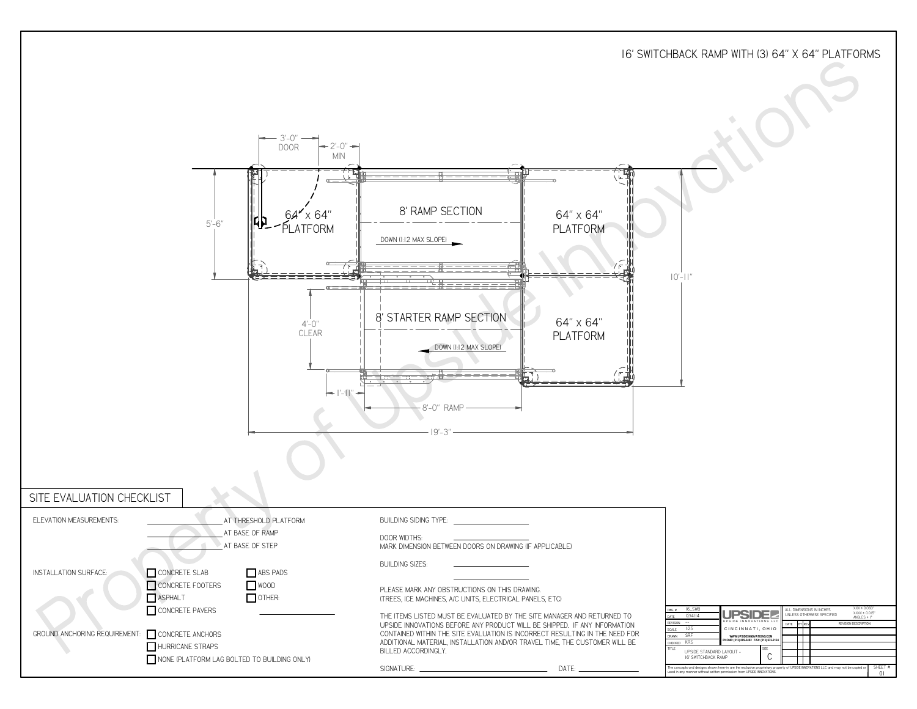# 16' SWITCHBACK RAMP WITH (3) 64" X 64" PLATFORMS

3'-0"
DOOR

2'-0"
MIN

5'-6"

64" x 64"
PLATFORM

8' RAMP SECTION

DOWN (1:12 MAX SLOPE)

64" x 64"
PLATFORM

10'-11"

4'-0"
CLEAR

8' STARTER RAMP SECTION

DOWN (1:12 MAX SLOPE)

64" x 64"
PLATFORM

1'-11"

8'-0" RAMP

19'-3"

## SITE EVALUATION CHECKLIST

ELEVATION MEASUREMENTS: ______________ AT THRESHOLD PLATFORM
______________ AT BASE OF RAMP
______________ AT BASE OF STEP

INSTALLATION SURFACE:
- ☐ CONCRETE SLAB
- ☐ CONCRETE FOOTERS
- ☐ ASPHALT
- ☐ CONCRETE PAVERS
- ☐ ABS PADS
- ☐ WOOD
- ☐ OTHER ______________

GROUND ANCHORING REQUIREMENT:
- ☐ CONCRETE ANCHORS
- ☐ HURRICANE STRAPS
- ☐ NONE (PLATFORM LAG BOLTED TO BUILDING ONLY)

BUILDING SIDING TYPE: ______________

DOOR WIDTHS: ______________
MARK DIMENSION BETWEEN DOORS ON DRAWING (IF APPLICABLE)

BUILDING SIZES: ______________
______________

PLEASE MARK ANY OBSTRUCTIONS ON THIS DRAWING.
(TREES, ICE MACHINES, A/C UNITS, ELECTRICAL PANELS, ETC)

THE ITEMS LISTED MUST BE EVALUATED BY THE SITE MANAGER AND RETURNED TO UPSIDE INNOVATIONS BEFORE ANY PRODUCT WILL BE SHIPPED. IF ANY INFORMATION CONTAINED WITHIN THE SITE EVALUATION IS INCORRECT RESULTING IN THE NEED FOR ADDITIONAL MATERIAL, INSTALLATION AND/OR TRAVEL TIME, THE CUSTOMER WILL BE BILLED ACCORDINGLY.

SIGNATURE: ______________________ DATE: ______________

| | |
|---|---|
| DWG # | 16_SWB |
| DATE | 12/4/14 |
| REVISION | --- |
| SCALE | 1:25 |
| DRAWN | SRF |
| CHECKED | KRS |

UPSIDE INNOVATIONS LLC
CINCINNATI, OHIO
WWW.UPSIDEINNOVATIONS.COM
PHONE: (513) 889-2492 FAX: (513) 672-2124

ALL DIMENSIONS IN INCHES UNLESS OTHERWISE SPECIFIED
XXX ± 0.060"
XXXX ± 0.015"
ANGLES ± 1°

| DATE | BY | REV | REVISION DESCRIPTION |
|---|---|---|---|

TITLE: UPSIDE STANDARD LAYOUT - 16' SWITCHBACK RAMP
SIZE: C

The concepts and designs shown here-in are the exclusive proprietary property of UPSIDE INNOVATIONS LLC and may not be copied or used in any manner without written permission from UPSIDE INNOVATIONS.

SHEET # 01

Property of Upside Innovations